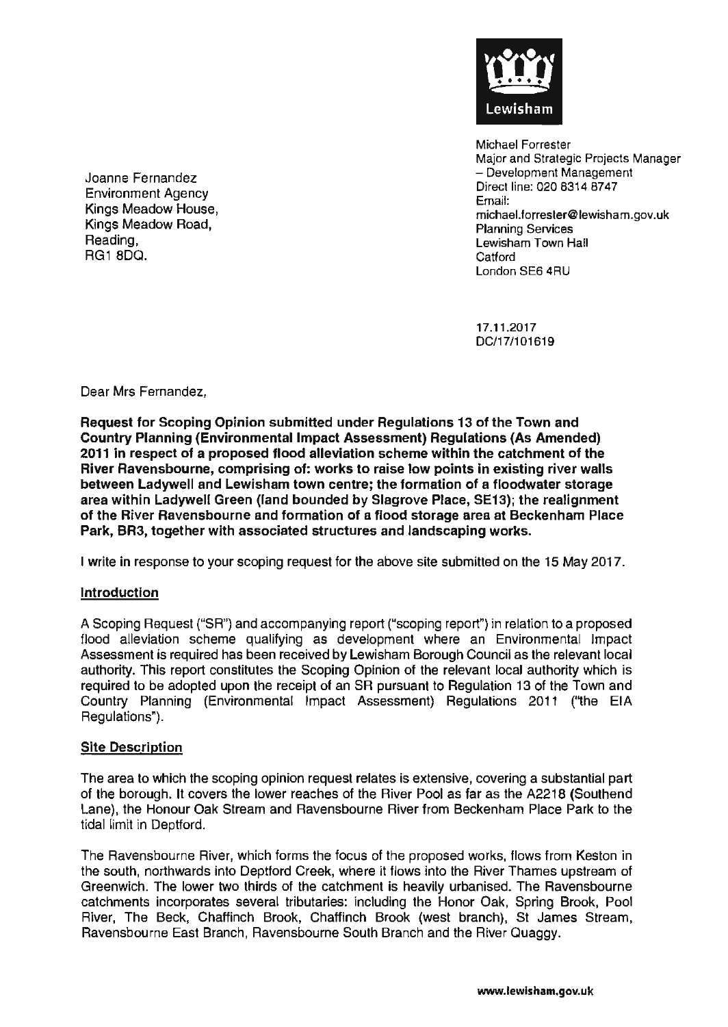Lewisham

Michael Forrester
Major and Strategic Projects Manager – Development Management
Direct line: 020 8314 8747
Email: michael.forrester@lewisham.gov.uk
Planning Services
Lewisham Town Hall
Catford
London SE6 4RU

Joanne Fernandez
Environment Agency
Kings Meadow House,
Kings Meadow Road,
Reading,
RG1 8DQ.

17.11.2017
DC/17/101619

Dear Mrs Fernandez,

**Request for Scoping Opinion submitted under Regulations 13 of the Town and Country Planning (Environmental Impact Assessment) Regulations (As Amended) 2011 in respect of a proposed flood alleviation scheme within the catchment of the River Ravensbourne, comprising of: works to raise low points in existing river walls between Ladywell and Lewisham town centre; the formation of a floodwater storage area within Ladywell Green (land bounded by Slagrove Place, SE13); the realignment of the River Ravensbourne and formation of a flood storage area at Beckenham Place Park, BR3, together with associated structures and landscaping works.**

I write in response to your scoping request for the above site submitted on the 15 May 2017.

## Introduction

A Scoping Request ("SR") and accompanying report ("scoping report") in relation to a proposed flood alleviation scheme qualifying as development where an Environmental Impact Assessment is required has been received by Lewisham Borough Council as the relevant local authority. This report constitutes the Scoping Opinion of the relevant local authority which is required to be adopted upon the receipt of an SR pursuant to Regulation 13 of the Town and Country Planning (Environmental Impact Assessment) Regulations 2011 ("the EIA Regulations").

## Site Description

The area to which the scoping opinion request relates is extensive, covering a substantial part of the borough. It covers the lower reaches of the River Pool as far as the A2218 (Southend Lane), the Honour Oak Stream and Ravensbourne River from Beckenham Place Park to the tidal limit in Deptford.

The Ravensbourne River, which forms the focus of the proposed works, flows from Keston in the south, northwards into Deptford Creek, where it flows into the River Thames upstream of Greenwich. The lower two thirds of the catchment is heavily urbanised. The Ravensbourne catchments incorporates several tributaries: including the Honor Oak, Spring Brook, Pool River, The Beck, Chaffinch Brook, Chaffinch Brook (west branch), St James Stream, Ravensbourne East Branch, Ravensbourne South Branch and the River Quaggy.

www.lewisham.gov.uk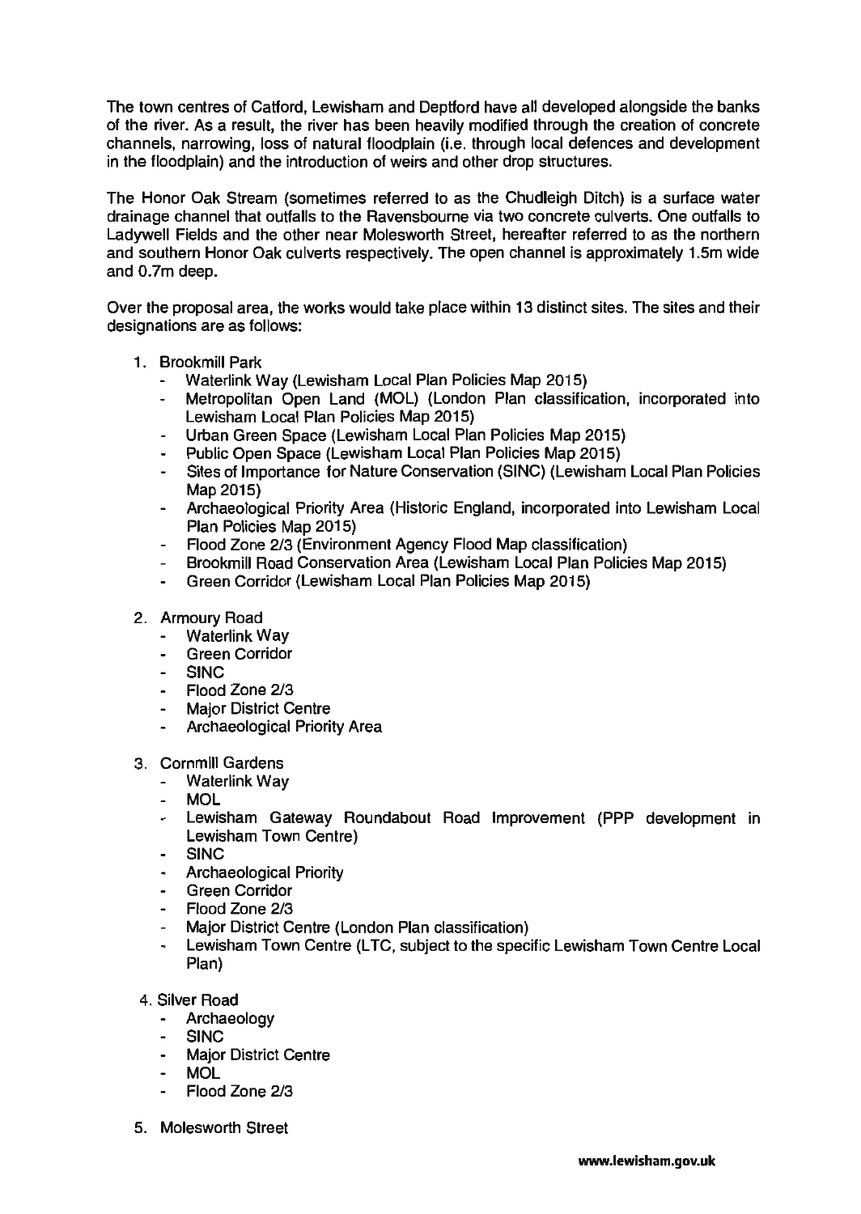The town centres of Catford, Lewisham and Deptford have all developed alongside the banks of the river. As a result, the river has been heavily modified through the creation of concrete channels, narrowing, loss of natural floodplain (i.e. through local defences and development in the floodplain) and the introduction of weirs and other drop structures.

The Honor Oak Stream (sometimes referred to as the Chudleigh Ditch) is a surface water drainage channel that outfalls to the Ravensbourne via two concrete culverts. One outfalls to Ladywell Fields and the other near Molesworth Street, hereafter referred to as the northern and southern Honor Oak culverts respectively. The open channel is approximately 1.5m wide and 0.7m deep.

Over the proposal area, the works would take place within 13 distinct sites. The sites and their designations are as follows:

1. Brookmill Park
   - Waterlink Way (Lewisham Local Plan Policies Map 2015)
   - Metropolitan Open Land (MOL) (London Plan classification, incorporated into Lewisham Local Plan Policies Map 2015)
   - Urban Green Space (Lewisham Local Plan Policies Map 2015)
   - Public Open Space (Lewisham Local Plan Policies Map 2015)
   - Sites of Importance for Nature Conservation (SINC) (Lewisham Local Plan Policies Map 2015)
   - Archaeological Priority Area (Historic England, incorporated into Lewisham Local Plan Policies Map 2015)
   - Flood Zone 2/3 (Environment Agency Flood Map classification)
   - Brookmill Road Conservation Area (Lewisham Local Plan Policies Map 2015)
   - Green Corridor (Lewisham Local Plan Policies Map 2015)

2. Armoury Road
   - Waterlink Way
   - Green Corridor
   - SINC
   - Flood Zone 2/3
   - Major District Centre
   - Archaeological Priority Area

3. Cornmill Gardens
   - Waterlink Way
   - MOL
   - Lewisham Gateway Roundabout Road Improvement (PPP development in Lewisham Town Centre)
   - SINC
   - Archaeological Priority
   - Green Corridor
   - Flood Zone 2/3
   - Major District Centre (London Plan classification)
   - Lewisham Town Centre (LTC, subject to the specific Lewisham Town Centre Local Plan)

4. Silver Road
   - Archaeology
   - SINC
   - Major District Centre
   - MOL
   - Flood Zone 2/3

5. Molesworth Street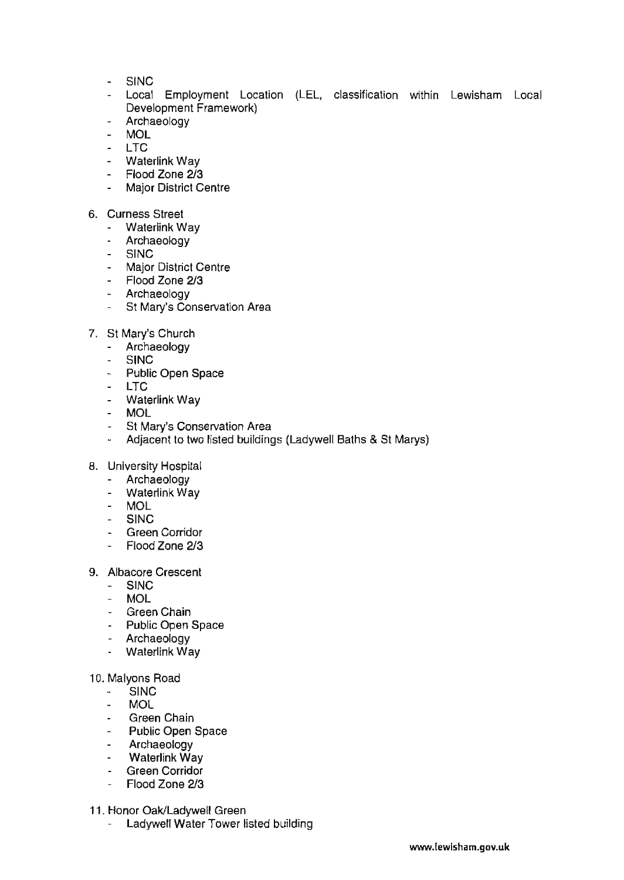- SINC
- Local Employment Location (LEL, classification within Lewisham Local Development Framework)
- Archaeology
- MOL
- LTC
- Waterlink Way
- Flood Zone 2/3
- Major District Centre

6. Curness Street
    - Waterlink Way
    - Archaeology
    - SINC
    - Major District Centre
    - Flood Zone 2/3
    - Archaeology
    - St Mary's Conservation Area

7. St Mary's Church
    - Archaeology
    - SINC
    - Public Open Space
    - LTC
    - Waterlink Way
    - MOL
    - St Mary's Conservation Area
    - Adjacent to two listed buildings (Ladywell Baths & St Marys)

8. University Hospital
    - Archaeology
    - Waterlink Way
    - MOL
    - SINC
    - Green Corridor
    - Flood Zone 2/3

9. Albacore Crescent
    - SINC
    - MOL
    - Green Chain
    - Public Open Space
    - Archaeology
    - Waterlink Way

10. Malyons Road
    - SINC
    - MOL
    - Green Chain
    - Public Open Space
    - Archaeology
    - Waterlink Way
    - Green Corridor
    - Flood Zone 2/3

11. Honor Oak/Ladywell Green
    - Ladywell Water Tower listed building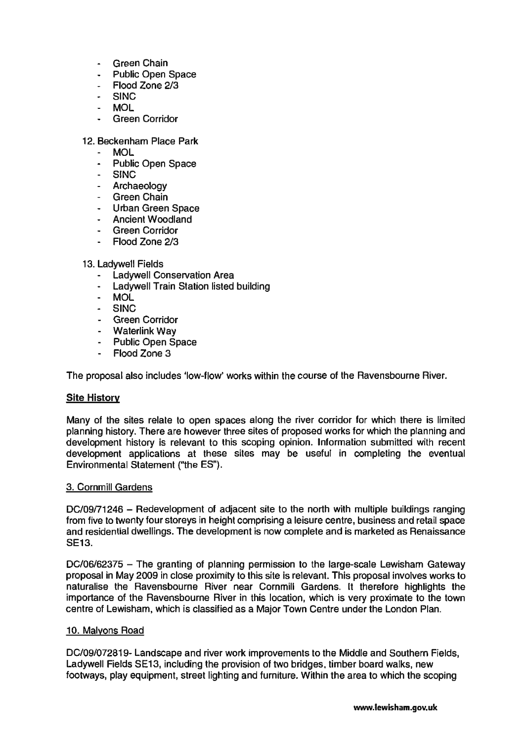- Green Chain
- Public Open Space
- Flood Zone 2/3
- SINC
- MOL
- Green Corridor

12. Beckenham Place Park
    - MOL
    - Public Open Space
    - SINC
    - Archaeology
    - Green Chain
    - Urban Green Space
    - Ancient Woodland
    - Green Corridor
    - Flood Zone 2/3

13. Ladywell Fields
    - Ladywell Conservation Area
    - Ladywell Train Station listed building
    - MOL
    - SINC
    - Green Corridor
    - Waterlink Way
    - Public Open Space
    - Flood Zone 3

The proposal also includes 'low-flow' works within the course of the Ravensbourne River.

**Site History**

Many of the sites relate to open spaces along the river corridor for which there is limited planning history. There are however three sites of proposed works for which the planning and development history is relevant to this scoping opinion. Information submitted with recent development applications at these sites may be useful in completing the eventual Environmental Statement ("the ES").

3. Cornmill Gardens

DC/09/71246 – Redevelopment of adjacent site to the north with multiple buildings ranging from five to twenty four storeys in height comprising a leisure centre, business and retail space and residential dwellings. The development is now complete and is marketed as Renaissance SE13.

DC/06/62375 – The granting of planning permission to the large-scale Lewisham Gateway proposal in May 2009 in close proximity to this site is relevant. This proposal involves works to naturalise the Ravensbourne River near Cornmill Gardens. It therefore highlights the importance of the Ravensbourne River in this location, which is very proximate to the town centre of Lewisham, which is classified as a Major Town Centre under the London Plan.

10. Malyons Road

DC/09/072819- Landscape and river work improvements to the Middle and Southern Fields, Ladywell Fields SE13, including the provision of two bridges, timber board walks, new footways, play equipment, street lighting and furniture. Within the area to which the scoping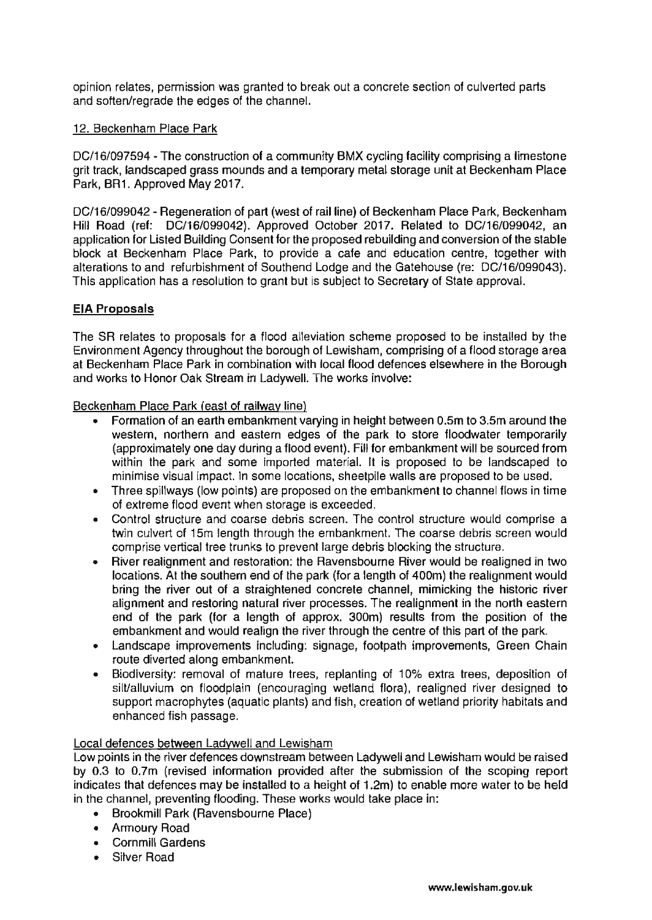opinion relates, permission was granted to break out a concrete section of culverted parts and soften/regrade the edges of the channel.

12. Beckenham Place Park

DC/16/097594 - The construction of a community BMX cycling facility comprising a limestone grit track, landscaped grass mounds and a temporary metal storage unit at Beckenham Place Park, BR1. Approved May 2017.

DC/16/099042 - Regeneration of part (west of rail line) of Beckenham Place Park, Beckenham Hill Road (ref: DC/16/099042). Approved October 2017. Related to DC/16/099042, an application for Listed Building Consent for the proposed rebuilding and conversion of the stable block at Beckenham Place Park, to provide a cafe and education centre, together with alterations to and refurbishment of Southend Lodge and the Gatehouse (re: DC/16/099043). This application has a resolution to grant but is subject to Secretary of State approval.

## EIA Proposals

The SR relates to proposals for a flood alleviation scheme proposed to be installed by the Environment Agency throughout the borough of Lewisham, comprising of a flood storage area at Beckenham Place Park in combination with local flood defences elsewhere in the Borough and works to Honor Oak Stream in Ladywell. The works involve:

Beckenham Place Park (east of railway line)

- Formation of an earth embankment varying in height between 0.5m to 3.5m around the western, northern and eastern edges of the park to store floodwater temporarily (approximately one day during a flood event). Fill for embankment will be sourced from within the park and some imported material. It is proposed to be landscaped to minimise visual impact. In some locations, sheetpile walls are proposed to be used.
- Three spillways (low points) are proposed on the embankment to channel flows in time of extreme flood event when storage is exceeded.
- Control structure and coarse debris screen. The control structure would comprise a twin culvert of 15m length through the embankment. The coarse debris screen would comprise vertical tree trunks to prevent large debris blocking the structure.
- River realignment and restoration: the Ravensbourne River would be realigned in two locations. At the southern end of the park (for a length of 400m) the realignment would bring the river out of a straightened concrete channel, mimicking the historic river alignment and restoring natural river processes. The realignment in the north eastern end of the park (for a length of approx. 300m) results from the position of the embankment and would realign the river through the centre of this part of the park.
- Landscape improvements including: signage, footpath improvements, Green Chain route diverted along embankment.
- Biodiversity: removal of mature trees, replanting of 10% extra trees, deposition of silt/alluvium on floodplain (encouraging wetland flora), realigned river designed to support macrophytes (aquatic plants) and fish, creation of wetland priority habitats and enhanced fish passage.

Local defences between Ladywell and Lewisham

Low points in the river defences downstream between Ladywell and Lewisham would be raised by 0.3 to 0.7m (revised information provided after the submission of the scoping report indicates that defences may be installed to a height of 1.2m) to enable more water to be held in the channel, preventing flooding. These works would take place in:

- Brookmill Park (Ravensbourne Place)
- Armoury Road
- Cornmill Gardens
- Silver Road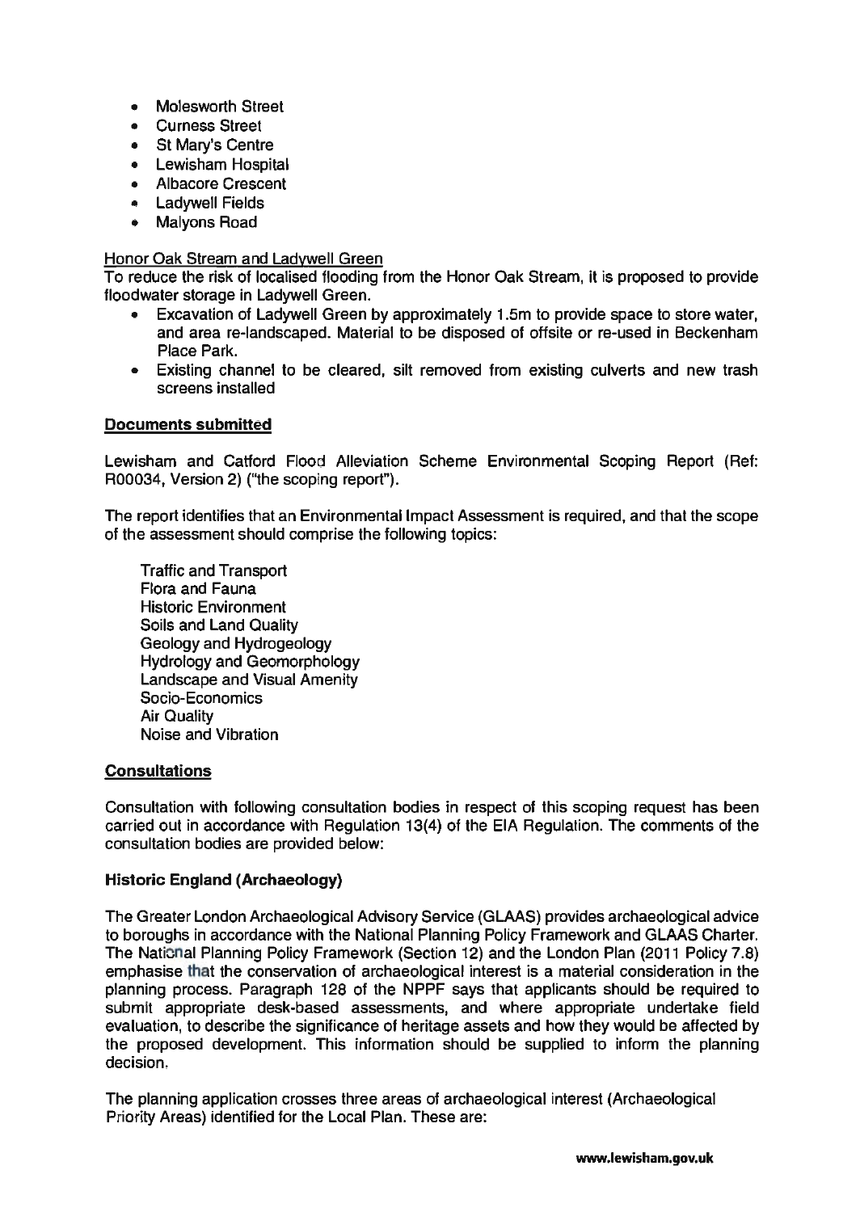- Molesworth Street
- Curness Street
- St Mary's Centre
- Lewisham Hospital
- Albacore Crescent
- Ladywell Fields
- Malyons Road

Honor Oak Stream and Ladywell Green

To reduce the risk of localised flooding from the Honor Oak Stream, it is proposed to provide floodwater storage in Ladywell Green.

- Excavation of Ladywell Green by approximately 1.5m to provide space to store water, and area re-landscaped. Material to be disposed of offsite or re-used in Beckenham Place Park.
- Existing channel to be cleared, silt removed from existing culverts and new trash screens installed

**Documents submitted**

Lewisham and Catford Flood Alleviation Scheme Environmental Scoping Report (Ref: R00034, Version 2) ("the scoping report").

The report identifies that an Environmental Impact Assessment is required, and that the scope of the assessment should comprise the following topics:

Traffic and Transport
Flora and Fauna
Historic Environment
Soils and Land Quality
Geology and Hydrogeology
Hydrology and Geomorphology
Landscape and Visual Amenity
Socio-Economics
Air Quality
Noise and Vibration

**Consultations**

Consultation with following consultation bodies in respect of this scoping request has been carried out in accordance with Regulation 13(4) of the EIA Regulation. The comments of the consultation bodies are provided below:

**Historic England (Archaeology)**

The Greater London Archaeological Advisory Service (GLAAS) provides archaeological advice to boroughs in accordance with the National Planning Policy Framework and GLAAS Charter. The National Planning Policy Framework (Section 12) and the London Plan (2011 Policy 7.8) emphasise that the conservation of archaeological interest is a material consideration in the planning process. Paragraph 128 of the NPPF says that applicants should be required to submit appropriate desk-based assessments, and where appropriate undertake field evaluation, to describe the significance of heritage assets and how they would be affected by the proposed development. This information should be supplied to inform the planning decision.

The planning application crosses three areas of archaeological interest (Archaeological Priority Areas) identified for the Local Plan. These are: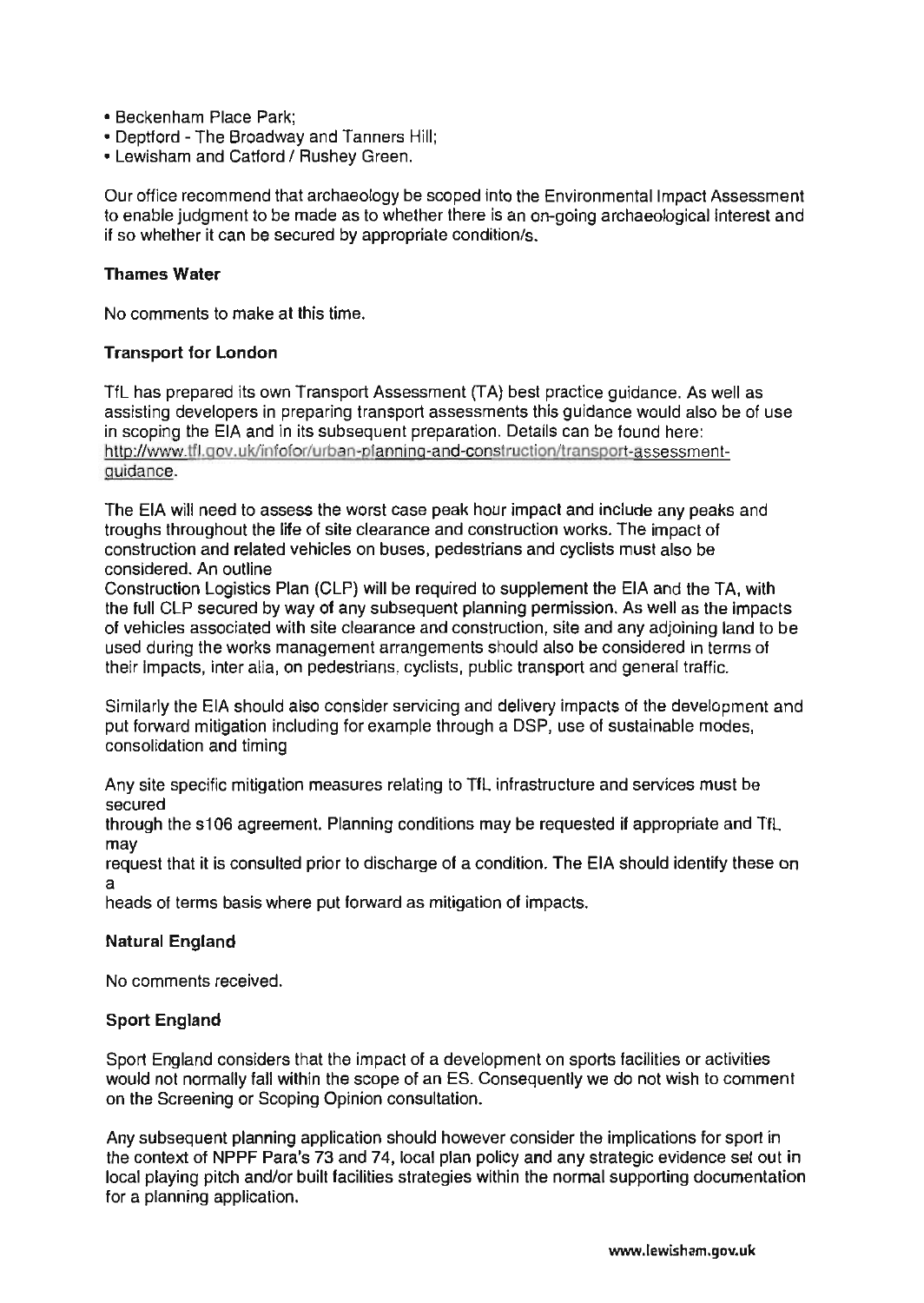- Beckenham Place Park;
- Deptford - The Broadway and Tanners Hill;
- Lewisham and Catford / Rushey Green.

Our office recommend that archaeology be scoped into the Environmental Impact Assessment to enable judgment to be made as to whether there is an on-going archaeological interest and if so whether it can be secured by appropriate condition/s.

**Thames Water**

No comments to make at this time.

**Transport for London**

TfL has prepared its own Transport Assessment (TA) best practice guidance. As well as assisting developers in preparing transport assessments this guidance would also be of use in scoping the EIA and in its subsequent preparation. Details can be found here: http://www.tfl.gov.uk/infofor/urban-planning-and-construction/transport-assessment-guidance.

The EIA will need to assess the worst case peak hour impact and include any peaks and troughs throughout the life of site clearance and construction works. The impact of construction and related vehicles on buses, pedestrians and cyclists must also be considered. An outline
Construction Logistics Plan (CLP) will be required to supplement the EIA and the TA, with the full CLP secured by way of any subsequent planning permission. As well as the impacts of vehicles associated with site clearance and construction, site and any adjoining land to be used during the works management arrangements should also be considered in terms of their impacts, inter alia, on pedestrians, cyclists, public transport and general traffic.

Similarly the EIA should also consider servicing and delivery impacts of the development and put forward mitigation including for example through a DSP, use of sustainable modes, consolidation and timing

Any site specific mitigation measures relating to TfL infrastructure and services must be secured
through the s106 agreement. Planning conditions may be requested if appropriate and TfL may
request that it is consulted prior to discharge of a condition. The EIA should identify these on a
heads of terms basis where put forward as mitigation of impacts.

**Natural England**

No comments received.

**Sport England**

Sport England considers that the impact of a development on sports facilities or activities would not normally fall within the scope of an ES. Consequently we do not wish to comment on the Screening or Scoping Opinion consultation.

Any subsequent planning application should however consider the implications for sport in the context of NPPF Para's 73 and 74, local plan policy and any strategic evidence set out in local playing pitch and/or built facilities strategies within the normal supporting documentation for a planning application.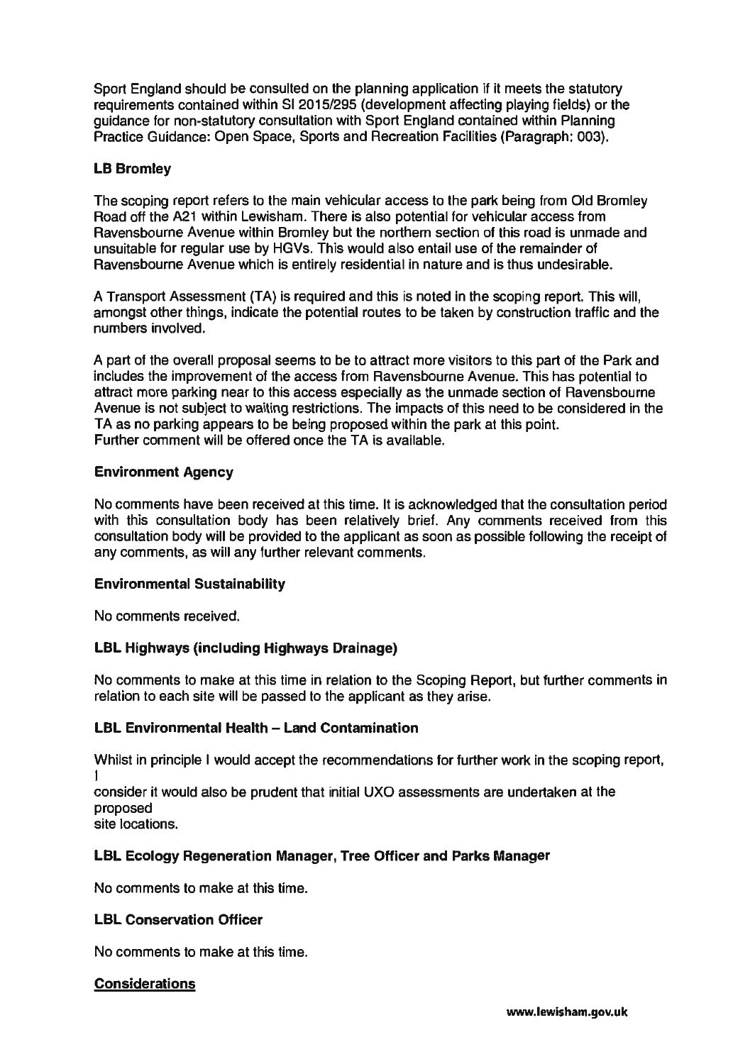Sport England should be consulted on the planning application if it meets the statutory requirements contained within SI 2015/295 (development affecting playing fields) or the guidance for non-statutory consultation with Sport England contained within Planning Practice Guidance: Open Space, Sports and Recreation Facilities (Paragraph: 003).

**LB Bromley**

The scoping report refers to the main vehicular access to the park being from Old Bromley Road off the A21 within Lewisham. There is also potential for vehicular access from Ravensbourne Avenue within Bromley but the northern section of this road is unmade and unsuitable for regular use by HGVs. This would also entail use of the remainder of Ravensbourne Avenue which is entirely residential in nature and is thus undesirable.

A Transport Assessment (TA) is required and this is noted in the scoping report. This will, amongst other things, indicate the potential routes to be taken by construction traffic and the numbers involved.

A part of the overall proposal seems to be to attract more visitors to this part of the Park and includes the improvement of the access from Ravensbourne Avenue. This has potential to attract more parking near to this access especially as the unmade section of Ravensbourne Avenue is not subject to waiting restrictions. The impacts of this need to be considered in the TA as no parking appears to be being proposed within the park at this point.
Further comment will be offered once the TA is available.

**Environment Agency**

No comments have been received at this time. It is acknowledged that the consultation period with this consultation body has been relatively brief. Any comments received from this consultation body will be provided to the applicant as soon as possible following the receipt of any comments, as will any further relevant comments.

**Environmental Sustainability**

No comments received.

**LBL Highways (including Highways Drainage)**

No comments to make at this time in relation to the Scoping Report, but further comments in relation to each site will be passed to the applicant as they arise.

**LBL Environmental Health – Land Contamination**

Whilst in principle I would accept the recommendations for further work in the scoping report, I
consider it would also be prudent that initial UXO assessments are undertaken at the proposed
site locations.

**LBL Ecology Regeneration Manager, Tree Officer and Parks Manager**

No comments to make at this time.

**LBL Conservation Officer**

No comments to make at this time.

**<u>Considerations</u>**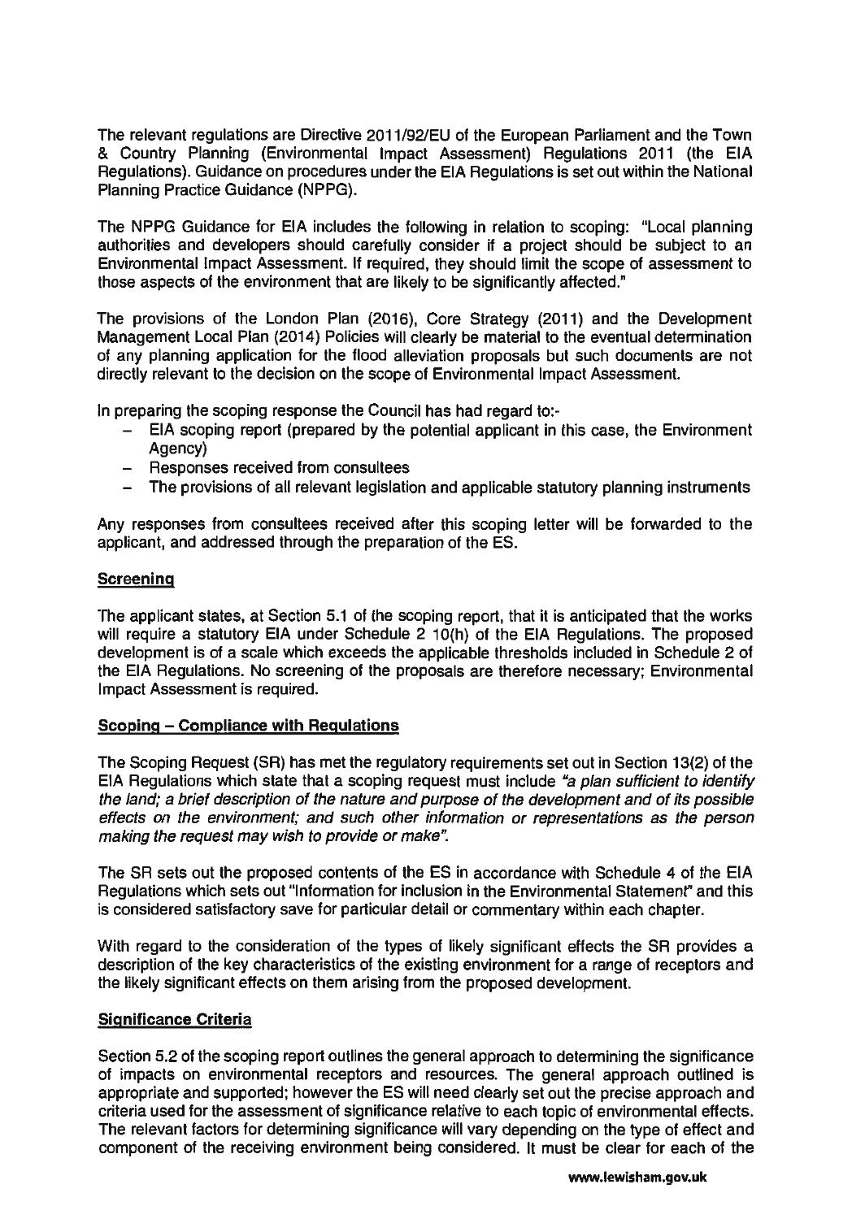The relevant regulations are Directive 2011/92/EU of the European Parliament and the Town & Country Planning (Environmental Impact Assessment) Regulations 2011 (the EIA Regulations). Guidance on procedures under the EIA Regulations is set out within the National Planning Practice Guidance (NPPG).

The NPPG Guidance for EIA includes the following in relation to scoping: "Local planning authorities and developers should carefully consider if a project should be subject to an Environmental Impact Assessment. If required, they should limit the scope of assessment to those aspects of the environment that are likely to be significantly affected."

The provisions of the London Plan (2016), Core Strategy (2011) and the Development Management Local Plan (2014) Policies will clearly be material to the eventual determination of any planning application for the flood alleviation proposals but such documents are not directly relevant to the decision on the scope of Environmental Impact Assessment.

In preparing the scoping response the Council has had regard to:-

- EIA scoping report (prepared by the potential applicant in this case, the Environment Agency)
- Responses received from consultees
- The provisions of all relevant legislation and applicable statutory planning instruments

Any responses from consultees received after this scoping letter will be forwarded to the applicant, and addressed through the preparation of the ES.

## Screening

The applicant states, at Section 5.1 of the scoping report, that it is anticipated that the works will require a statutory EIA under Schedule 2 10(h) of the EIA Regulations. The proposed development is of a scale which exceeds the applicable thresholds included in Schedule 2 of the EIA Regulations. No screening of the proposals are therefore necessary; Environmental Impact Assessment is required.

## Scoping – Compliance with Regulations

The Scoping Request (SR) has met the regulatory requirements set out in Section 13(2) of the EIA Regulations which state that a scoping request must include *"a plan sufficient to identify the land; a brief description of the nature and purpose of the development and of its possible effects on the environment; and such other information or representations as the person making the request may wish to provide or make"*.

The SR sets out the proposed contents of the ES in accordance with Schedule 4 of the EIA Regulations which sets out "Information for inclusion in the Environmental Statement" and this is considered satisfactory save for particular detail or commentary within each chapter.

With regard to the consideration of the types of likely significant effects the SR provides a description of the key characteristics of the existing environment for a range of receptors and the likely significant effects on them arising from the proposed development.

## Significance Criteria

Section 5.2 of the scoping report outlines the general approach to determining the significance of impacts on environmental receptors and resources. The general approach outlined is appropriate and supported; however the ES will need clearly set out the precise approach and criteria used for the assessment of significance relative to each topic of environmental effects. The relevant factors for determining significance will vary depending on the type of effect and component of the receiving environment being considered. It must be clear for each of the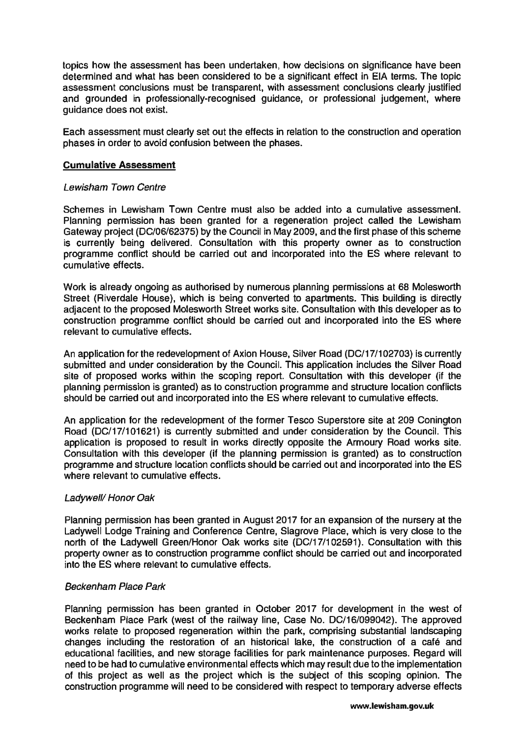topics how the assessment has been undertaken, how decisions on significance have been determined and what has been considered to be a significant effect in EIA terms. The topic assessment conclusions must be transparent, with assessment conclusions clearly justified and grounded in professionally-recognised guidance, or professional judgement, where guidance does not exist.

Each assessment must clearly set out the effects in relation to the construction and operation phases in order to avoid confusion between the phases.

**Cumulative Assessment**

*Lewisham Town Centre*

Schemes in Lewisham Town Centre must also be added into a cumulative assessment. Planning permission has been granted for a regeneration project called the Lewisham Gateway project (DC/06/62375) by the Council in May 2009, and the first phase of this scheme is currently being delivered. Consultation with this property owner as to construction programme conflict should be carried out and incorporated into the ES where relevant to cumulative effects.

Work is already ongoing as authorised by numerous planning permissions at 68 Molesworth Street (Riverdale House), which is being converted to apartments. This building is directly adjacent to the proposed Molesworth Street works site. Consultation with this developer as to construction programme conflict should be carried out and incorporated into the ES where relevant to cumulative effects.

An application for the redevelopment of Axion House, Silver Road (DC/17/102703) is currently submitted and under consideration by the Council. This application includes the Silver Road site of proposed works within the scoping report. Consultation with this developer (if the planning permission is granted) as to construction programme and structure location conflicts should be carried out and incorporated into the ES where relevant to cumulative effects.

An application for the redevelopment of the former Tesco Superstore site at 209 Conington Road (DC/17/101621) is currently submitted and under consideration by the Council. This application is proposed to result in works directly opposite the Armoury Road works site. Consultation with this developer (if the planning permission is granted) as to construction programme and structure location conflicts should be carried out and incorporated into the ES where relevant to cumulative effects.

*Ladywell/ Honor Oak*

Planning permission has been granted in August 2017 for an expansion of the nursery at the Ladywell Lodge Training and Conference Centre, Slagrove Place, which is very close to the north of the Ladywell Green/Honor Oak works site (DC/17/102591). Consultation with this property owner as to construction programme conflict should be carried out and incorporated into the ES where relevant to cumulative effects.

*Beckenham Place Park*

Planning permission has been granted in October 2017 for development in the west of Beckenham Place Park (west of the railway line, Case No. DC/16/099042). The approved works relate to proposed regeneration within the park, comprising substantial landscaping changes including the restoration of an historical lake, the construction of a café and educational facilities, and new storage facilities for park maintenance purposes. Regard will need to be had to cumulative environmental effects which may result due to the implementation of this project as well as the project which is the subject of this scoping opinion. The construction programme will need to be considered with respect to temporary adverse effects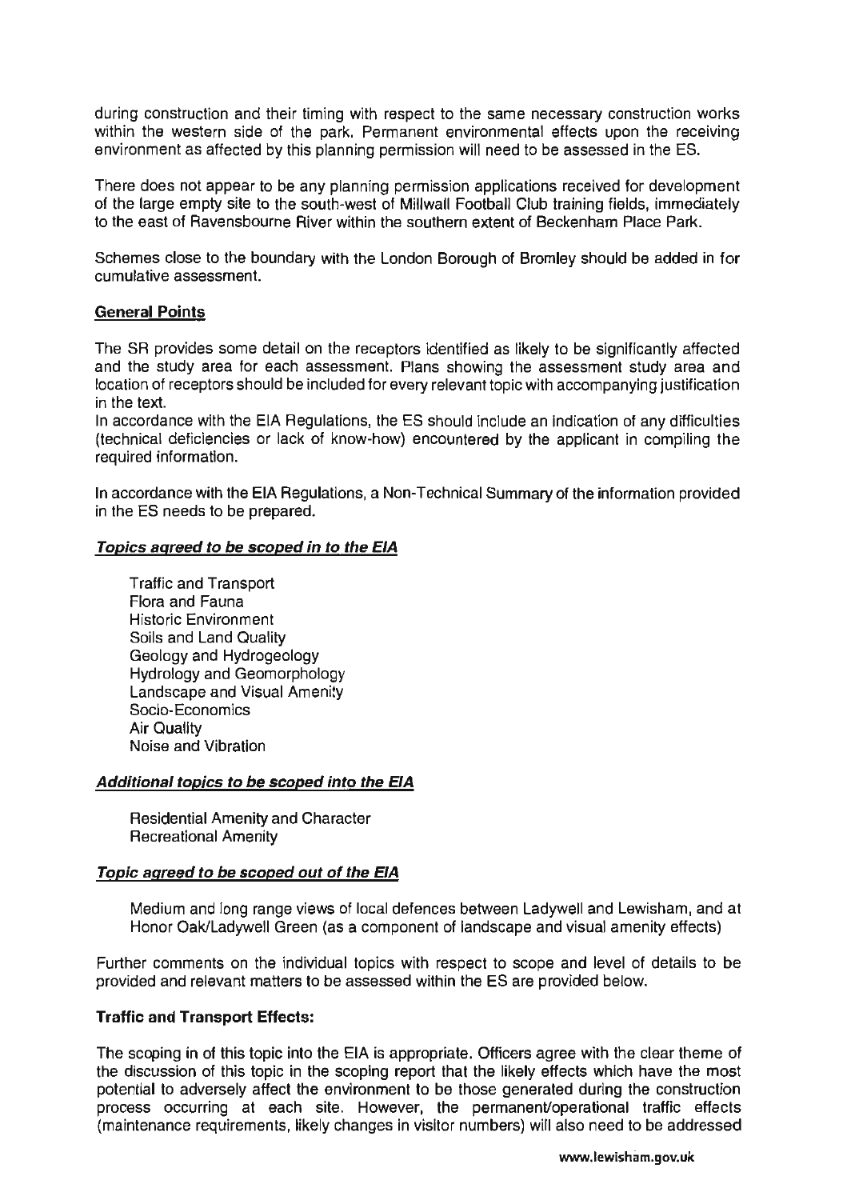during construction and their timing with respect to the same necessary construction works within the western side of the park. Permanent environmental effects upon the receiving environment as affected by this planning permission will need to be assessed in the ES.

There does not appear to be any planning permission applications received for development of the large empty site to the south-west of Millwall Football Club training fields, immediately to the east of Ravensbourne River within the southern extent of Beckenham Place Park.

Schemes close to the boundary with the London Borough of Bromley should be added in for cumulative assessment.

**General Points**

The SR provides some detail on the receptors identified as likely to be significantly affected and the study area for each assessment. Plans showing the assessment study area and location of receptors should be included for every relevant topic with accompanying justification in the text.
In accordance with the EIA Regulations, the ES should include an indication of any difficulties (technical deficiencies or lack of know-how) encountered by the applicant in compiling the required information.

In accordance with the EIA Regulations, a Non-Technical Summary of the information provided in the ES needs to be prepared.

***Topics agreed to be scoped in to the EIA***

Traffic and Transport
Flora and Fauna
Historic Environment
Soils and Land Quality
Geology and Hydrogeology
Hydrology and Geomorphology
Landscape and Visual Amenity
Socio-Economics
Air Quality
Noise and Vibration

***Additional topics to be scoped into the EIA***

Residential Amenity and Character
Recreational Amenity

***Topic agreed to be scoped out of the EIA***

Medium and long range views of local defences between Ladywell and Lewisham, and at Honor Oak/Ladywell Green (as a component of landscape and visual amenity effects)

Further comments on the individual topics with respect to scope and level of details to be provided and relevant matters to be assessed within the ES are provided below.

**Traffic and Transport Effects:**

The scoping in of this topic into the EIA is appropriate. Officers agree with the clear theme of the discussion of this topic in the scoping report that the likely effects which have the most potential to adversely affect the environment to be those generated during the construction process occurring at each site. However, the permanent/operational traffic effects (maintenance requirements, likely changes in visitor numbers) will also need to be addressed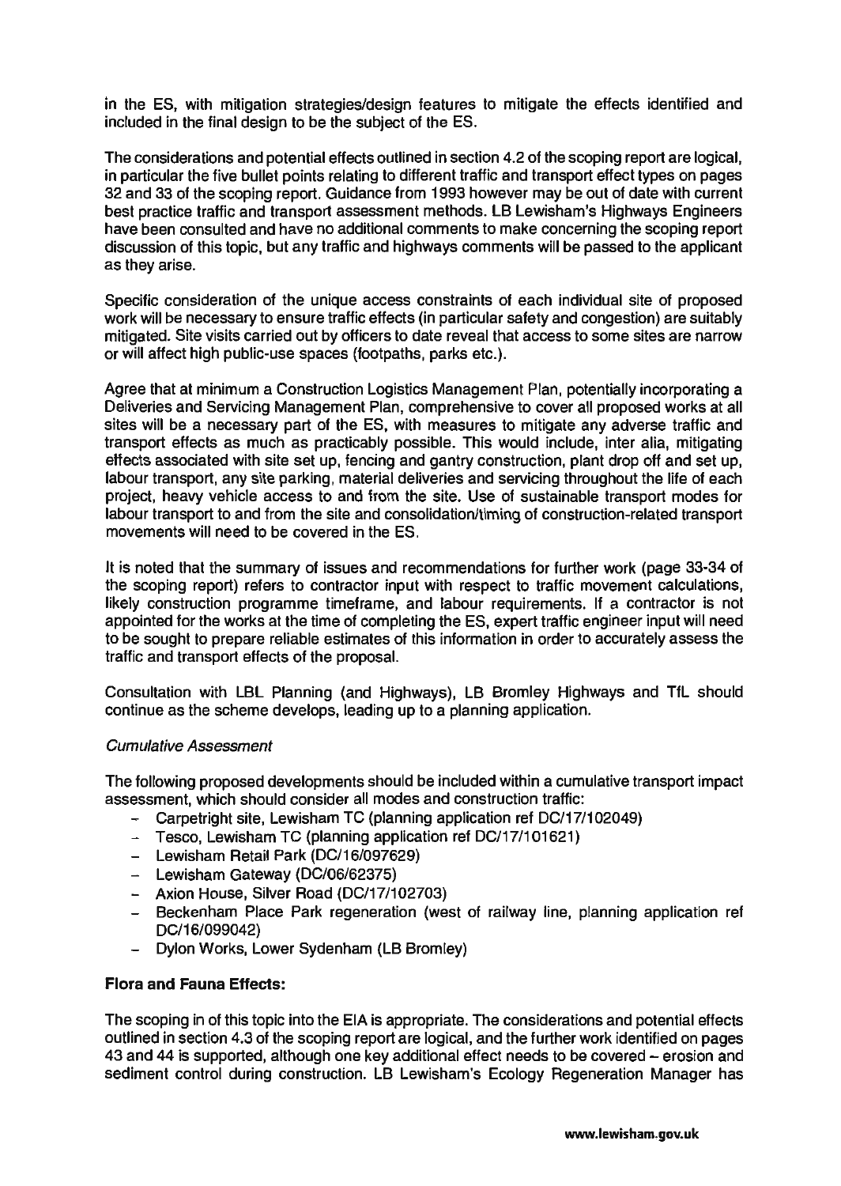in the ES, with mitigation strategies/design features to mitigate the effects identified and included in the final design to be the subject of the ES.

The considerations and potential effects outlined in section 4.2 of the scoping report are logical, in particular the five bullet points relating to different traffic and transport effect types on pages 32 and 33 of the scoping report. Guidance from 1993 however may be out of date with current best practice traffic and transport assessment methods. LB Lewisham's Highways Engineers have been consulted and have no additional comments to make concerning the scoping report discussion of this topic, but any traffic and highways comments will be passed to the applicant as they arise.

Specific consideration of the unique access constraints of each individual site of proposed work will be necessary to ensure traffic effects (in particular safety and congestion) are suitably mitigated. Site visits carried out by officers to date reveal that access to some sites are narrow or will affect high public-use spaces (footpaths, parks etc.).

Agree that at minimum a Construction Logistics Management Plan, potentially incorporating a Deliveries and Servicing Management Plan, comprehensive to cover all proposed works at all sites will be a necessary part of the ES, with measures to mitigate any adverse traffic and transport effects as much as practicably possible. This would include, inter alia, mitigating effects associated with site set up, fencing and gantry construction, plant drop off and set up, labour transport, any site parking, material deliveries and servicing throughout the life of each project, heavy vehicle access to and from the site. Use of sustainable transport modes for labour transport to and from the site and consolidation/timing of construction-related transport movements will need to be covered in the ES.

It is noted that the summary of issues and recommendations for further work (page 33-34 of the scoping report) refers to contractor input with respect to traffic movement calculations, likely construction programme timeframe, and labour requirements. If a contractor is not appointed for the works at the time of completing the ES, expert traffic engineer input will need to be sought to prepare reliable estimates of this information in order to accurately assess the traffic and transport effects of the proposal.

Consultation with LBL Planning (and Highways), LB Bromley Highways and TfL should continue as the scheme develops, leading up to a planning application.

*Cumulative Assessment*

The following proposed developments should be included within a cumulative transport impact assessment, which should consider all modes and construction traffic:

- Carpetright site, Lewisham TC (planning application ref DC/17/102049)
- Tesco, Lewisham TC (planning application ref DC/17/101621)
- Lewisham Retail Park (DC/16/097629)
- Lewisham Gateway (DC/06/62375)
- Axion House, Silver Road (DC/17/102703)
- Beckenham Place Park regeneration (west of railway line, planning application ref DC/16/099042)
- Dylon Works, Lower Sydenham (LB Bromley)

**Flora and Fauna Effects:**

The scoping in of this topic into the EIA is appropriate. The considerations and potential effects outlined in section 4.3 of the scoping report are logical, and the further work identified on pages 43 and 44 is supported, although one key additional effect needs to be covered – erosion and sediment control during construction. LB Lewisham's Ecology Regeneration Manager has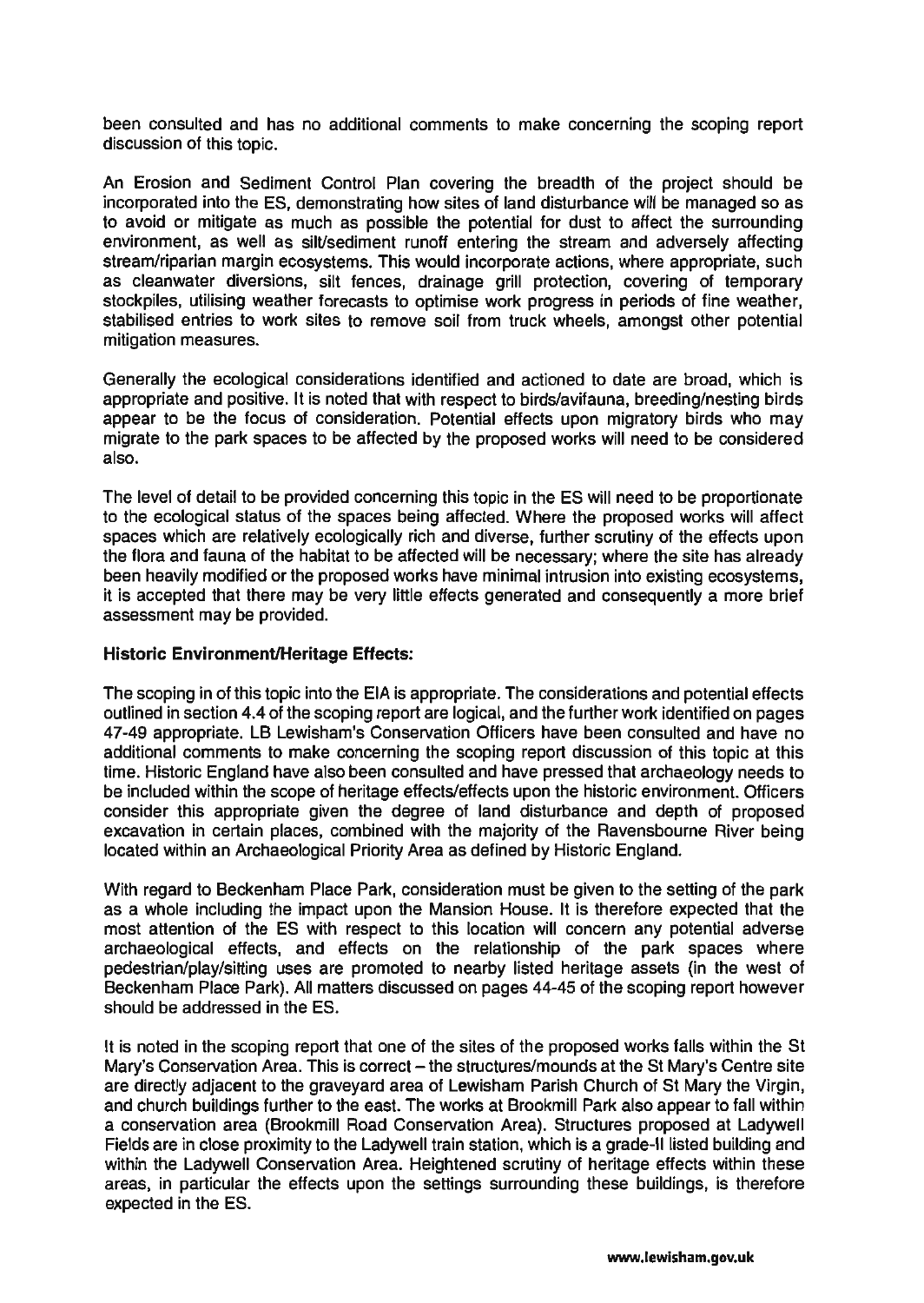been consulted and has no additional comments to make concerning the scoping report discussion of this topic.

An Erosion and Sediment Control Plan covering the breadth of the project should be incorporated into the ES, demonstrating how sites of land disturbance will be managed so as to avoid or mitigate as much as possible the potential for dust to affect the surrounding environment, as well as silt/sediment runoff entering the stream and adversely affecting stream/riparian margin ecosystems. This would incorporate actions, where appropriate, such as cleanwater diversions, silt fences, drainage grill protection, covering of temporary stockpiles, utilising weather forecasts to optimise work progress in periods of fine weather, stabilised entries to work sites to remove soil from truck wheels, amongst other potential mitigation measures.

Generally the ecological considerations identified and actioned to date are broad, which is appropriate and positive. It is noted that with respect to birds/avifauna, breeding/nesting birds appear to be the focus of consideration. Potential effects upon migratory birds who may migrate to the park spaces to be affected by the proposed works will need to be considered also.

The level of detail to be provided concerning this topic in the ES will need to be proportionate to the ecological status of the spaces being affected. Where the proposed works will affect spaces which are relatively ecologically rich and diverse, further scrutiny of the effects upon the flora and fauna of the habitat to be affected will be necessary; where the site has already been heavily modified or the proposed works have minimal intrusion into existing ecosystems, it is accepted that there may be very little effects generated and consequently a more brief assessment may be provided.

**Historic Environment/Heritage Effects:**

The scoping in of this topic into the EIA is appropriate. The considerations and potential effects outlined in section 4.4 of the scoping report are logical, and the further work identified on pages 47-49 appropriate. LB Lewisham's Conservation Officers have been consulted and have no additional comments to make concerning the scoping report discussion of this topic at this time. Historic England have also been consulted and have pressed that archaeology needs to be included within the scope of heritage effects/effects upon the historic environment. Officers consider this appropriate given the degree of land disturbance and depth of proposed excavation in certain places, combined with the majority of the Ravensbourne River being located within an Archaeological Priority Area as defined by Historic England.

With regard to Beckenham Place Park, consideration must be given to the setting of the park as a whole including the impact upon the Mansion House. It is therefore expected that the most attention of the ES with respect to this location will concern any potential adverse archaeological effects, and effects on the relationship of the park spaces where pedestrian/play/sitting uses are promoted to nearby listed heritage assets (in the west of Beckenham Place Park). All matters discussed on pages 44-45 of the scoping report however should be addressed in the ES.

It is noted in the scoping report that one of the sites of the proposed works falls within the St Mary's Conservation Area. This is correct – the structures/mounds at the St Mary's Centre site are directly adjacent to the graveyard area of Lewisham Parish Church of St Mary the Virgin, and church buildings further to the east. The works at Brookmill Park also appear to fall within a conservation area (Brookmill Road Conservation Area). Structures proposed at Ladywell Fields are in close proximity to the Ladywell train station, which is a grade-II listed building and within the Ladywell Conservation Area. Heightened scrutiny of heritage effects within these areas, in particular the effects upon the settings surrounding these buildings, is therefore expected in the ES.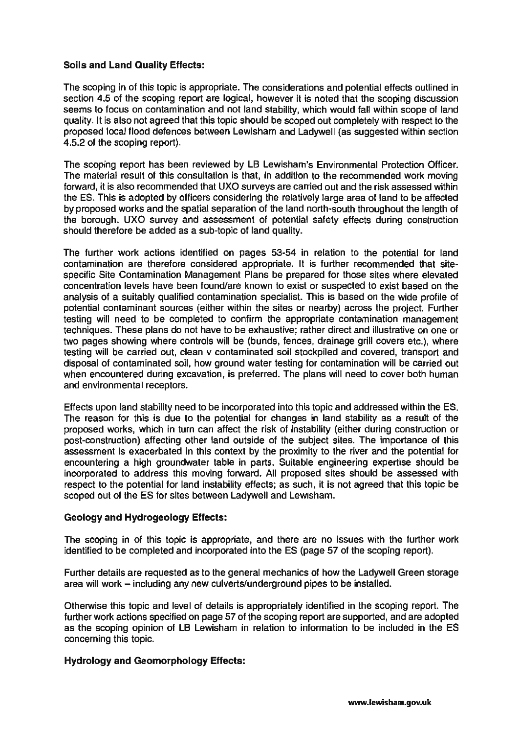**Soils and Land Quality Effects:**

The scoping in of this topic is appropriate. The considerations and potential effects outlined in section 4.5 of the scoping report are logical, however it is noted that the scoping discussion seems to focus on contamination and not land stability, which would fall within scope of land quality. It is also not agreed that this topic should be scoped out completely with respect to the proposed local flood defences between Lewisham and Ladywell (as suggested within section 4.5.2 of the scoping report).

The scoping report has been reviewed by LB Lewisham's Environmental Protection Officer. The material result of this consultation is that, in addition to the recommended work moving forward, it is also recommended that UXO surveys are carried out and the risk assessed within the ES. This is adopted by officers considering the relatively large area of land to be affected by proposed works and the spatial separation of the land north-south throughout the length of the borough. UXO survey and assessment of potential safety effects during construction should therefore be added as a sub-topic of land quality.

The further work actions identified on pages 53-54 in relation to the potential for land contamination are therefore considered appropriate. It is further recommended that site-specific Site Contamination Management Plans be prepared for those sites where elevated concentration levels have been found/are known to exist or suspected to exist based on the analysis of a suitably qualified contamination specialist. This is based on the wide profile of potential contaminant sources (either within the sites or nearby) across the project. Further testing will need to be completed to confirm the appropriate contamination management techniques. These plans do not have to be exhaustive; rather direct and illustrative on one or two pages showing where controls will be (bunds, fences, drainage grill covers etc.), where testing will be carried out, clean v contaminated soil stockpiled and covered, transport and disposal of contaminated soil, how ground water testing for contamination will be carried out when encountered during excavation, is preferred. The plans will need to cover both human and environmental receptors.

Effects upon land stability need to be incorporated into this topic and addressed within the ES. The reason for this is due to the potential for changes in land stability as a result of the proposed works, which in turn can affect the risk of instability (either during construction or post-construction) affecting other land outside of the subject sites. The importance of this assessment is exacerbated in this context by the proximity to the river and the potential for encountering a high groundwater table in parts. Suitable engineering expertise should be incorporated to address this moving forward. All proposed sites should be assessed with respect to the potential for land instability effects; as such, it is not agreed that this topic be scoped out of the ES for sites between Ladywell and Lewisham.

**Geology and Hydrogeology Effects:**

The scoping in of this topic is appropriate, and there are no issues with the further work identified to be completed and incorporated into the ES (page 57 of the scoping report).

Further details are requested as to the general mechanics of how the Ladywell Green storage area will work – including any new culverts/underground pipes to be installed.

Otherwise this topic and level of details is appropriately identified in the scoping report. The further work actions specified on page 57 of the scoping report are supported, and are adopted as the scoping opinion of LB Lewisham in relation to information to be included in the ES concerning this topic.

**Hydrology and Geomorphology Effects:**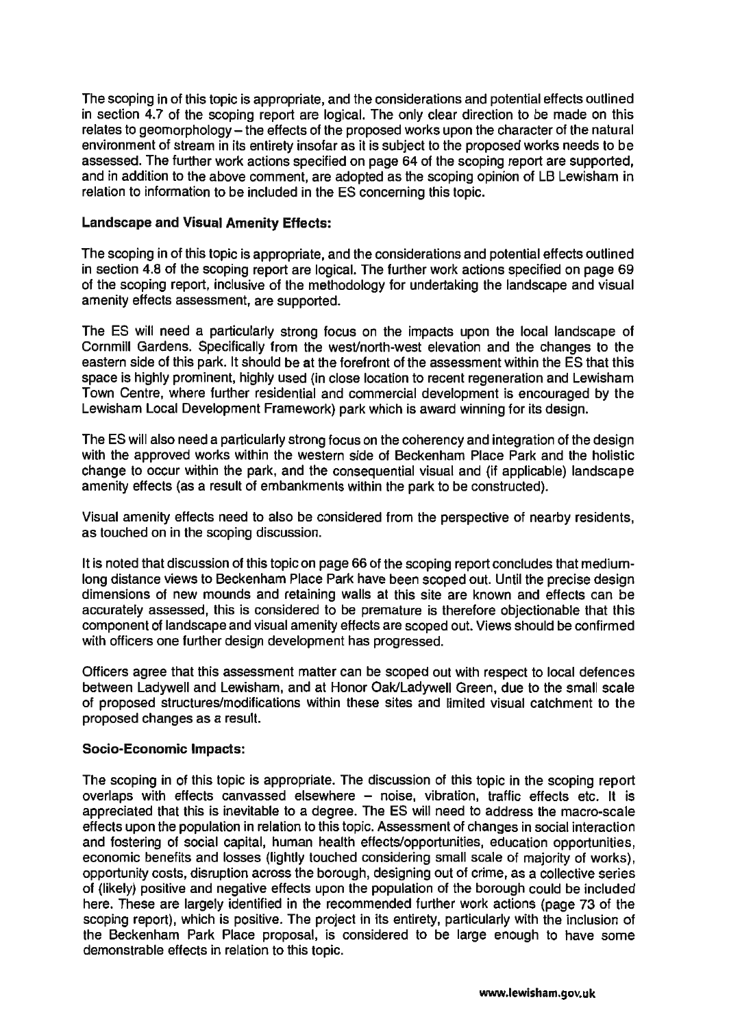The scoping in of this topic is appropriate, and the considerations and potential effects outlined in section 4.7 of the scoping report are logical. The only clear direction to be made on this relates to geomorphology – the effects of the proposed works upon the character of the natural environment of stream in its entirety insofar as it is subject to the proposed works needs to be assessed. The further work actions specified on page 64 of the scoping report are supported, and in addition to the above comment, are adopted as the scoping opinion of LB Lewisham in relation to information to be included in the ES concerning this topic.

**Landscape and Visual Amenity Effects:**

The scoping in of this topic is appropriate, and the considerations and potential effects outlined in section 4.8 of the scoping report are logical. The further work actions specified on page 69 of the scoping report, inclusive of the methodology for undertaking the landscape and visual amenity effects assessment, are supported.

The ES will need a particularly strong focus on the impacts upon the local landscape of Cornmill Gardens. Specifically from the west/north-west elevation and the changes to the eastern side of this park. It should be at the forefront of the assessment within the ES that this space is highly prominent, highly used (in close location to recent regeneration and Lewisham Town Centre, where further residential and commercial development is encouraged by the Lewisham Local Development Framework) park which is award winning for its design.

The ES will also need a particularly strong focus on the coherency and integration of the design with the approved works within the western side of Beckenham Place Park and the holistic change to occur within the park, and the consequential visual and (if applicable) landscape amenity effects (as a result of embankments within the park to be constructed).

Visual amenity effects need to also be considered from the perspective of nearby residents, as touched on in the scoping discussion.

It is noted that discussion of this topic on page 66 of the scoping report concludes that medium-long distance views to Beckenham Place Park have been scoped out. Until the precise design dimensions of new mounds and retaining walls at this site are known and effects can be accurately assessed, this is considered to be premature is therefore objectionable that this component of landscape and visual amenity effects are scoped out. Views should be confirmed with officers one further design development has progressed.

Officers agree that this assessment matter can be scoped out with respect to local defences between Ladywell and Lewisham, and at Honor Oak/Ladywell Green, due to the small scale of proposed structures/modifications within these sites and limited visual catchment to the proposed changes as a result.

**Socio-Economic Impacts:**

The scoping in of this topic is appropriate. The discussion of this topic in the scoping report overlaps with effects canvassed elsewhere – noise, vibration, traffic effects etc. It is appreciated that this is inevitable to a degree. The ES will need to address the macro-scale effects upon the population in relation to this topic. Assessment of changes in social interaction and fostering of social capital, human health effects/opportunities, education opportunities, economic benefits and losses (lightly touched considering small scale of majority of works), opportunity costs, disruption across the borough, designing out of crime, as a collective series of (likely) positive and negative effects upon the population of the borough could be included here. These are largely identified in the recommended further work actions (page 73 of the scoping report), which is positive. The project in its entirety, particularly with the inclusion of the Beckenham Park Place proposal, is considered to be large enough to have some demonstrable effects in relation to this topic.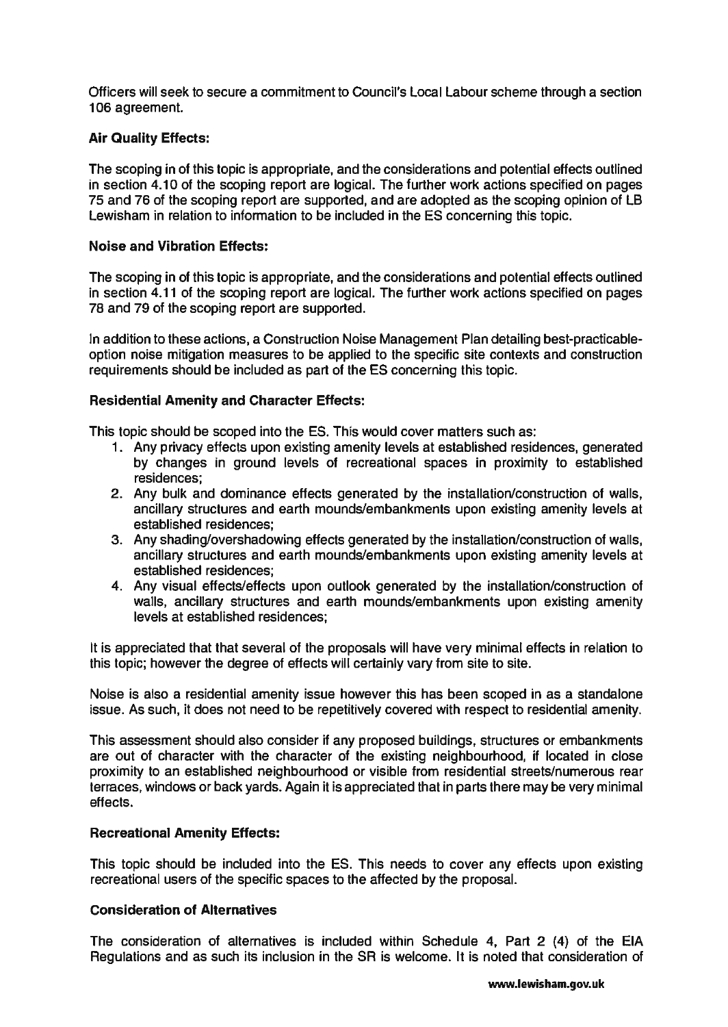Officers will seek to secure a commitment to Council's Local Labour scheme through a section 106 agreement.

**Air Quality Effects:**

The scoping in of this topic is appropriate, and the considerations and potential effects outlined in section 4.10 of the scoping report are logical. The further work actions specified on pages 75 and 76 of the scoping report are supported, and are adopted as the scoping opinion of LB Lewisham in relation to information to be included in the ES concerning this topic.

**Noise and Vibration Effects:**

The scoping in of this topic is appropriate, and the considerations and potential effects outlined in section 4.11 of the scoping report are logical. The further work actions specified on pages 78 and 79 of the scoping report are supported.

In addition to these actions, a Construction Noise Management Plan detailing best-practicable-option noise mitigation measures to be applied to the specific site contexts and construction requirements should be included as part of the ES concerning this topic.

**Residential Amenity and Character Effects:**

This topic should be scoped into the ES. This would cover matters such as:

1. Any privacy effects upon existing amenity levels at established residences, generated by changes in ground levels of recreational spaces in proximity to established residences;
2. Any bulk and dominance effects generated by the installation/construction of walls, ancillary structures and earth mounds/embankments upon existing amenity levels at established residences;
3. Any shading/overshadowing effects generated by the installation/construction of walls, ancillary structures and earth mounds/embankments upon existing amenity levels at established residences;
4. Any visual effects/effects upon outlook generated by the installation/construction of walls, ancillary structures and earth mounds/embankments upon existing amenity levels at established residences;

It is appreciated that that several of the proposals will have very minimal effects in relation to this topic; however the degree of effects will certainly vary from site to site.

Noise is also a residential amenity issue however this has been scoped in as a standalone issue. As such, it does not need to be repetitively covered with respect to residential amenity.

This assessment should also consider if any proposed buildings, structures or embankments are out of character with the character of the existing neighbourhood, if located in close proximity to an established neighbourhood or visible from residential streets/numerous rear terraces, windows or back yards. Again it is appreciated that in parts there may be very minimal effects.

**Recreational Amenity Effects:**

This topic should be included into the ES. This needs to cover any effects upon existing recreational users of the specific spaces to the affected by the proposal.

**Consideration of Alternatives**

The consideration of alternatives is included within Schedule 4, Part 2 (4) of the EIA Regulations and as such its inclusion in the SR is welcome. It is noted that consideration of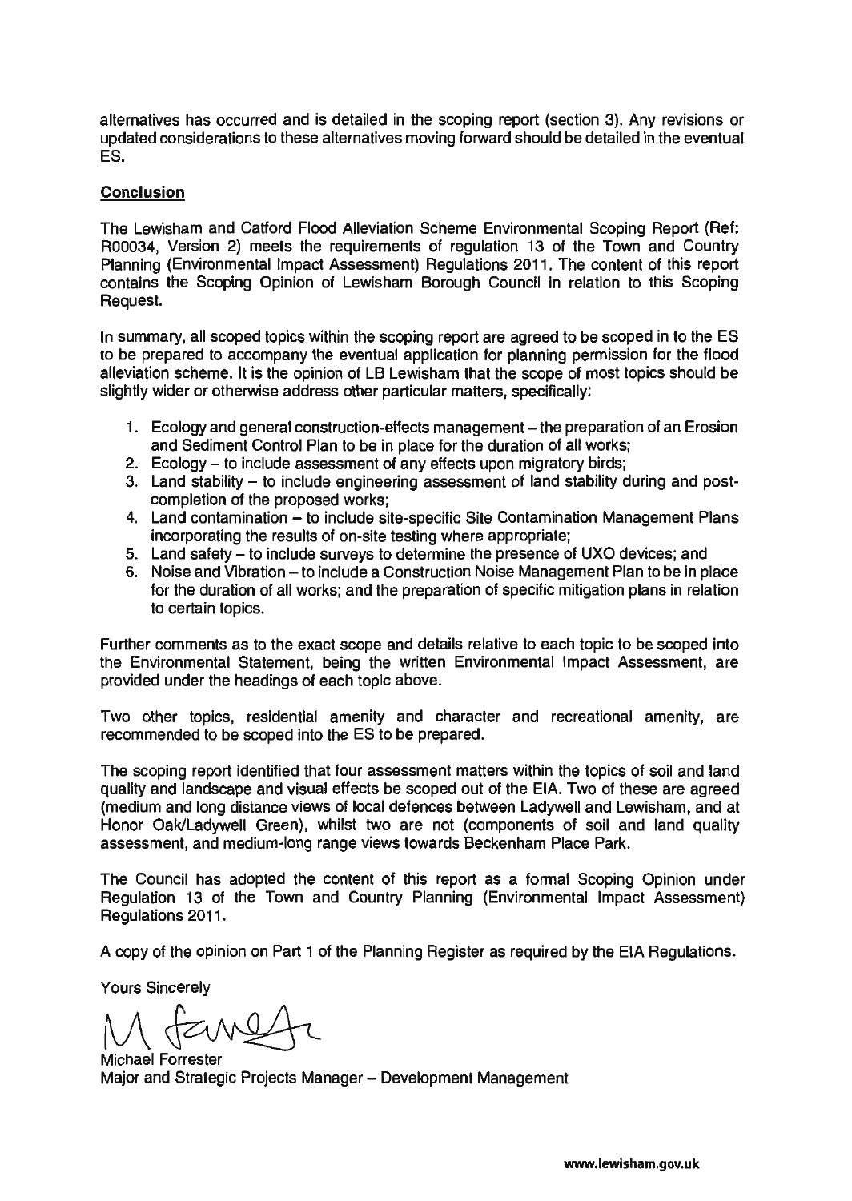alternatives has occurred and is detailed in the scoping report (section 3). Any revisions or updated considerations to these alternatives moving forward should be detailed in the eventual ES.

## Conclusion

The Lewisham and Catford Flood Alleviation Scheme Environmental Scoping Report (Ref: R00034, Version 2) meets the requirements of regulation 13 of the Town and Country Planning (Environmental Impact Assessment) Regulations 2011. The content of this report contains the Scoping Opinion of Lewisham Borough Council in relation to this Scoping Request.

In summary, all scoped topics within the scoping report are agreed to be scoped in to the ES to be prepared to accompany the eventual application for planning permission for the flood alleviation scheme. It is the opinion of LB Lewisham that the scope of most topics should be slightly wider or otherwise address other particular matters, specifically:

1. Ecology and general construction-effects management – the preparation of an Erosion and Sediment Control Plan to be in place for the duration of all works;
2. Ecology – to include assessment of any effects upon migratory birds;
3. Land stability – to include engineering assessment of land stability during and post-completion of the proposed works;
4. Land contamination – to include site-specific Site Contamination Management Plans incorporating the results of on-site testing where appropriate;
5. Land safety – to include surveys to determine the presence of UXO devices; and
6. Noise and Vibration – to include a Construction Noise Management Plan to be in place for the duration of all works; and the preparation of specific mitigation plans in relation to certain topics.

Further comments as to the exact scope and details relative to each topic to be scoped into the Environmental Statement, being the written Environmental Impact Assessment, are provided under the headings of each topic above.

Two other topics, residential amenity and character and recreational amenity, are recommended to be scoped into the ES to be prepared.

The scoping report identified that four assessment matters within the topics of soil and land quality and landscape and visual effects be scoped out of the EIA. Two of these are agreed (medium and long distance views of local defences between Ladywell and Lewisham, and at Honor Oak/Ladywell Green), whilst two are not (components of soil and land quality assessment, and medium-long range views towards Beckenham Place Park.

The Council has adopted the content of this report as a formal Scoping Opinion under Regulation 13 of the Town and Country Planning (Environmental Impact Assessment) Regulations 2011.

A copy of the opinion on Part 1 of the Planning Register as required by the EIA Regulations.

Yours Sincerely

Michael Forrester
Major and Strategic Projects Manager – Development Management